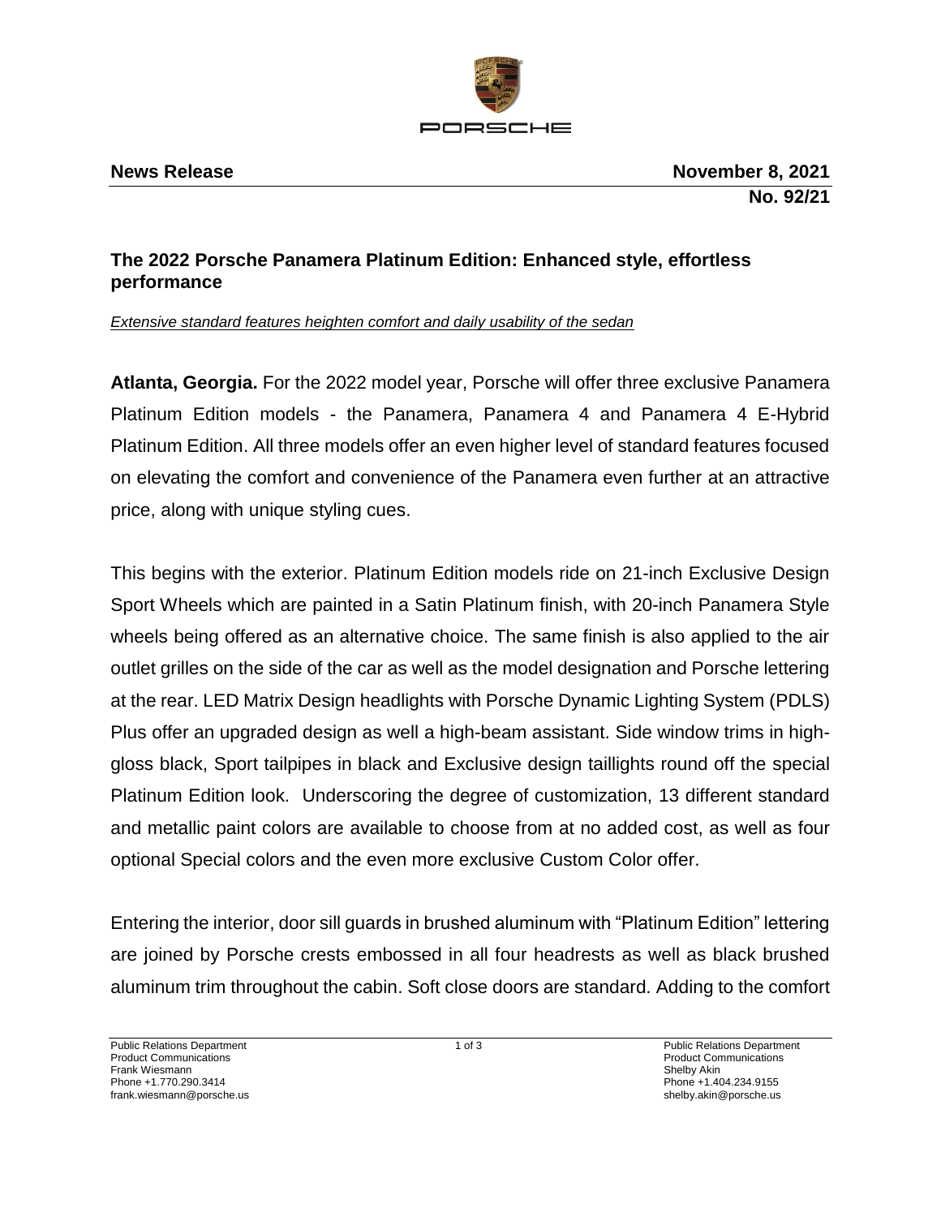**News Release** **November 8, 2021**

**No. 92/21**

## The 2022 Porsche Panamera Platinum Edition: Enhanced style, effortless performance

*Extensive standard features heighten comfort and daily usability of the sedan*

**Atlanta, Georgia.** For the 2022 model year, Porsche will offer three exclusive Panamera Platinum Edition models - the Panamera, Panamera 4 and Panamera 4 E-Hybrid Platinum Edition. All three models offer an even higher level of standard features focused on elevating the comfort and convenience of the Panamera even further at an attractive price, along with unique styling cues.

This begins with the exterior. Platinum Edition models ride on 21-inch Exclusive Design Sport Wheels which are painted in a Satin Platinum finish, with 20-inch Panamera Style wheels being offered as an alternative choice. The same finish is also applied to the air outlet grilles on the side of the car as well as the model designation and Porsche lettering at the rear. LED Matrix Design headlights with Porsche Dynamic Lighting System (PDLS) Plus offer an upgraded design as well a high-beam assistant. Side window trims in high-gloss black, Sport tailpipes in black and Exclusive design taillights round off the special Platinum Edition look. Underscoring the degree of customization, 13 different standard and metallic paint colors are available to choose from at no added cost, as well as four optional Special colors and the even more exclusive Custom Color offer.

Entering the interior, door sill guards in brushed aluminum with "Platinum Edition" lettering are joined by Porsche crests embossed in all four headrests as well as black brushed aluminum trim throughout the cabin. Soft close doors are standard. Adding to the comfort

Public Relations Department
Product Communications
Frank Wiesmann
Phone +1.770.290.3414
frank.wiesmann@porsche.us

Public Relations Department
Product Communications
Shelby Akin
Phone +1.404.234.9155
shelby.akin@porsche.us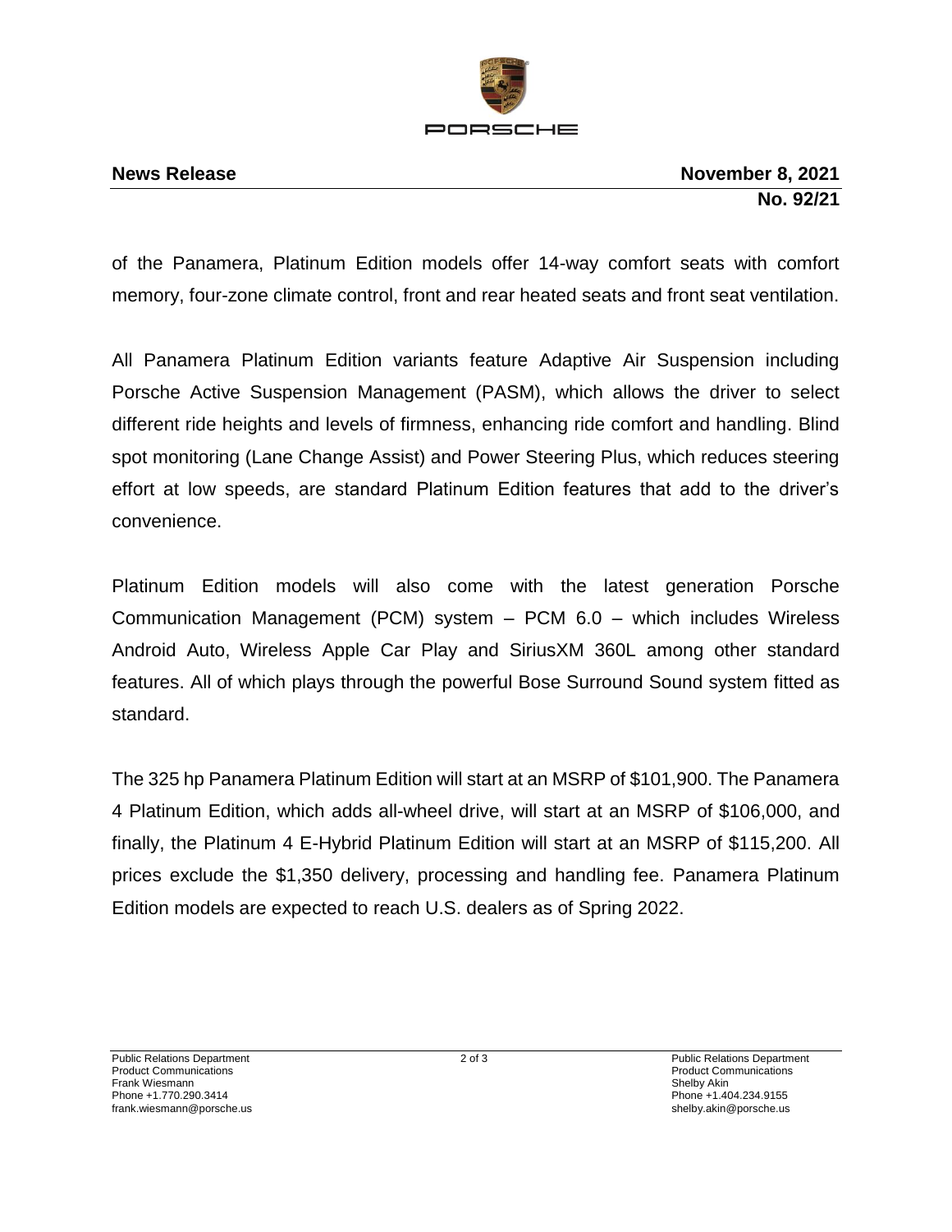of the Panamera, Platinum Edition models offer 14-way comfort seats with comfort memory, four-zone climate control, front and rear heated seats and front seat ventilation.

All Panamera Platinum Edition variants feature Adaptive Air Suspension including Porsche Active Suspension Management (PASM), which allows the driver to select different ride heights and levels of firmness, enhancing ride comfort and handling. Blind spot monitoring (Lane Change Assist) and Power Steering Plus, which reduces steering effort at low speeds, are standard Platinum Edition features that add to the driver's convenience.

Platinum Edition models will also come with the latest generation Porsche Communication Management (PCM) system – PCM 6.0 – which includes Wireless Android Auto, Wireless Apple Car Play and SiriusXM 360L among other standard features. All of which plays through the powerful Bose Surround Sound system fitted as standard.

The 325 hp Panamera Platinum Edition will start at an MSRP of $101,900. The Panamera 4 Platinum Edition, which adds all-wheel drive, will start at an MSRP of $106,000, and finally, the Platinum 4 E-Hybrid Platinum Edition will start at an MSRP of $115,200. All prices exclude the $1,350 delivery, processing and handling fee. Panamera Platinum Edition models are expected to reach U.S. dealers as of Spring 2022.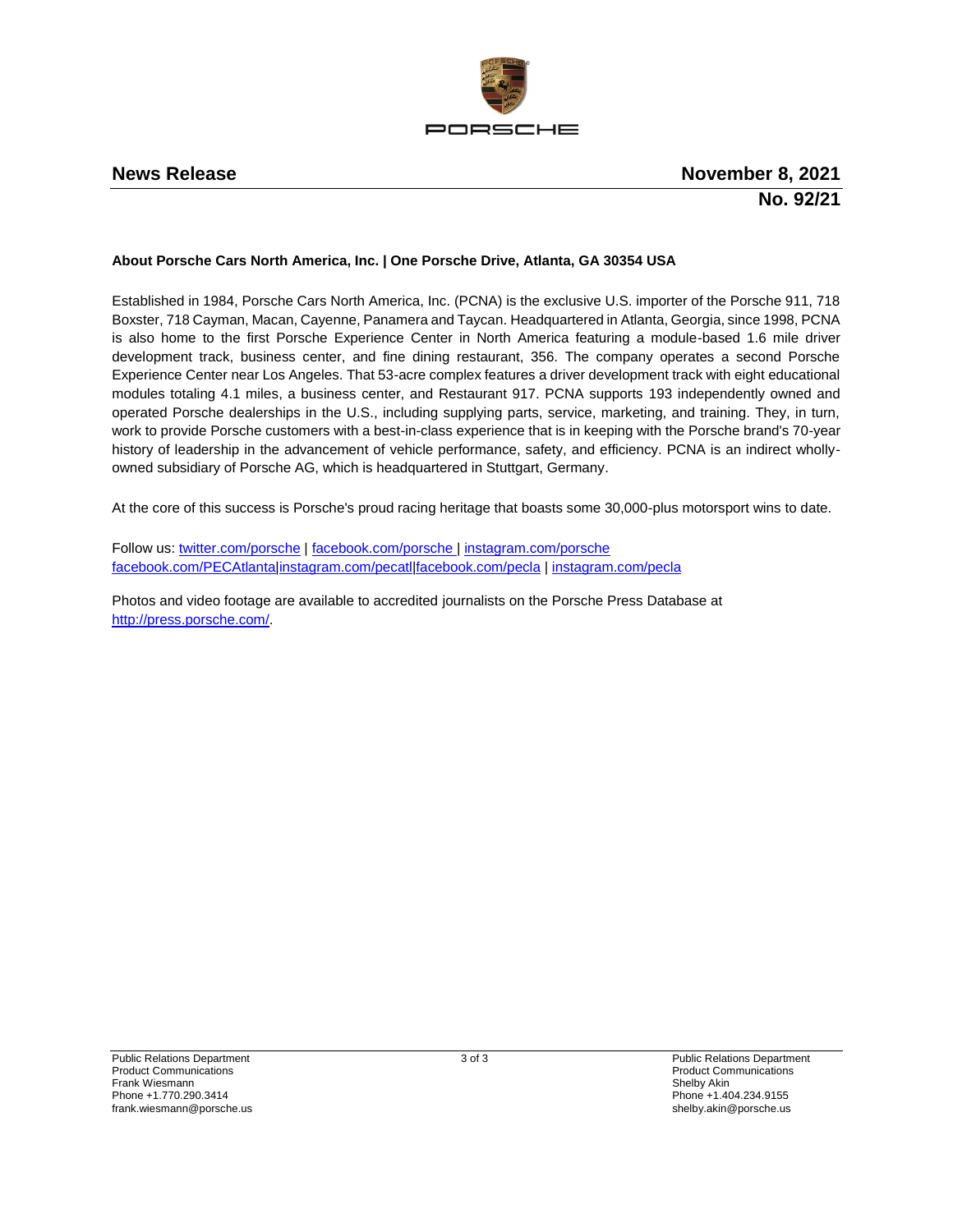**News Release** **November 8, 2021**

**No. 92/21**

**About Porsche Cars North America, Inc. | One Porsche Drive, Atlanta, GA 30354 USA**

Established in 1984, Porsche Cars North America, Inc. (PCNA) is the exclusive U.S. importer of the Porsche 911, 718 Boxster, 718 Cayman, Macan, Cayenne, Panamera and Taycan. Headquartered in Atlanta, Georgia, since 1998, PCNA is also home to the first Porsche Experience Center in North America featuring a module-based 1.6 mile driver development track, business center, and fine dining restaurant, 356. The company operates a second Porsche Experience Center near Los Angeles. That 53-acre complex features a driver development track with eight educational modules totaling 4.1 miles, a business center, and Restaurant 917. PCNA supports 193 independently owned and operated Porsche dealerships in the U.S., including supplying parts, service, marketing, and training. They, in turn, work to provide Porsche customers with a best-in-class experience that is in keeping with the Porsche brand's 70-year history of leadership in the advancement of vehicle performance, safety, and efficiency. PCNA is an indirect wholly-owned subsidiary of Porsche AG, which is headquartered in Stuttgart, Germany.

At the core of this success is Porsche's proud racing heritage that boasts some 30,000-plus motorsport wins to date.

Follow us: twitter.com/porsche | facebook.com/porsche | instagram.com/porsche
facebook.com/PECAtlanta|instagram.com/pecatl|facebook.com/pecla | instagram.com/pecla

Photos and video footage are available to accredited journalists on the Porsche Press Database at http://press.porsche.com/.

Public Relations Department
Product Communications
Frank Wiesmann
Phone +1.770.290.3414
frank.wiesmann@porsche.us

Public Relations Department
Product Communications
Shelby Akin
Phone +1.404.234.9155
shelby.akin@porsche.us